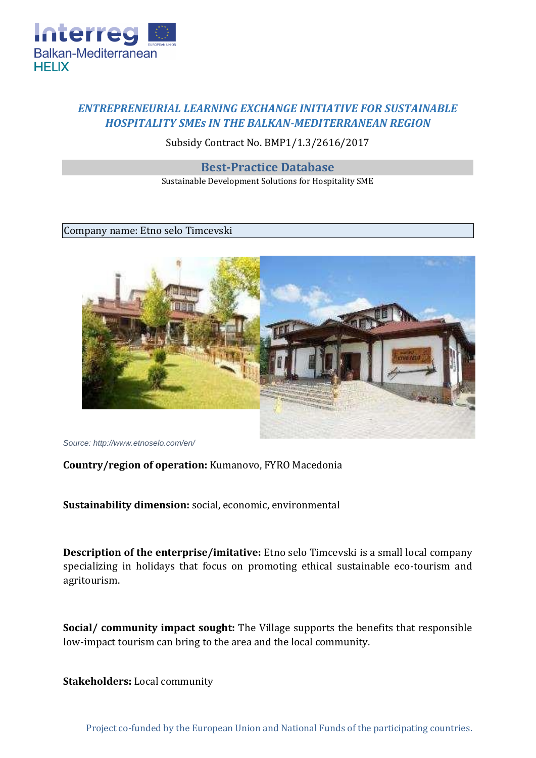***ENTREPRENEURIAL LEARNING EXCHANGE INITIATIVE FOR SUSTAINABLE HOSPITALITY SMEs IN THE BALKAN-MEDITERRANEAN REGION***

Subsidy Contract No. BMP1/1.3/2616/2017

## Best-Practice Database

Sustainable Development Solutions for Hospitality SME

Company name: Etno selo Timcevski

*Source: http://www.etnoselo.com/en/*

**Country/region of operation:** Kumanovo, FYRO Macedonia

**Sustainability dimension:** social, economic, environmental

**Description of the enterprise/imitative:** Etno selo Timcevski is a small local company specializing in holidays that focus on promoting ethical sustainable eco-tourism and agritourism.

**Social/ community impact sought:** The Village supports the benefits that responsible low-impact tourism can bring to the area and the local community.

**Stakeholders:** Local community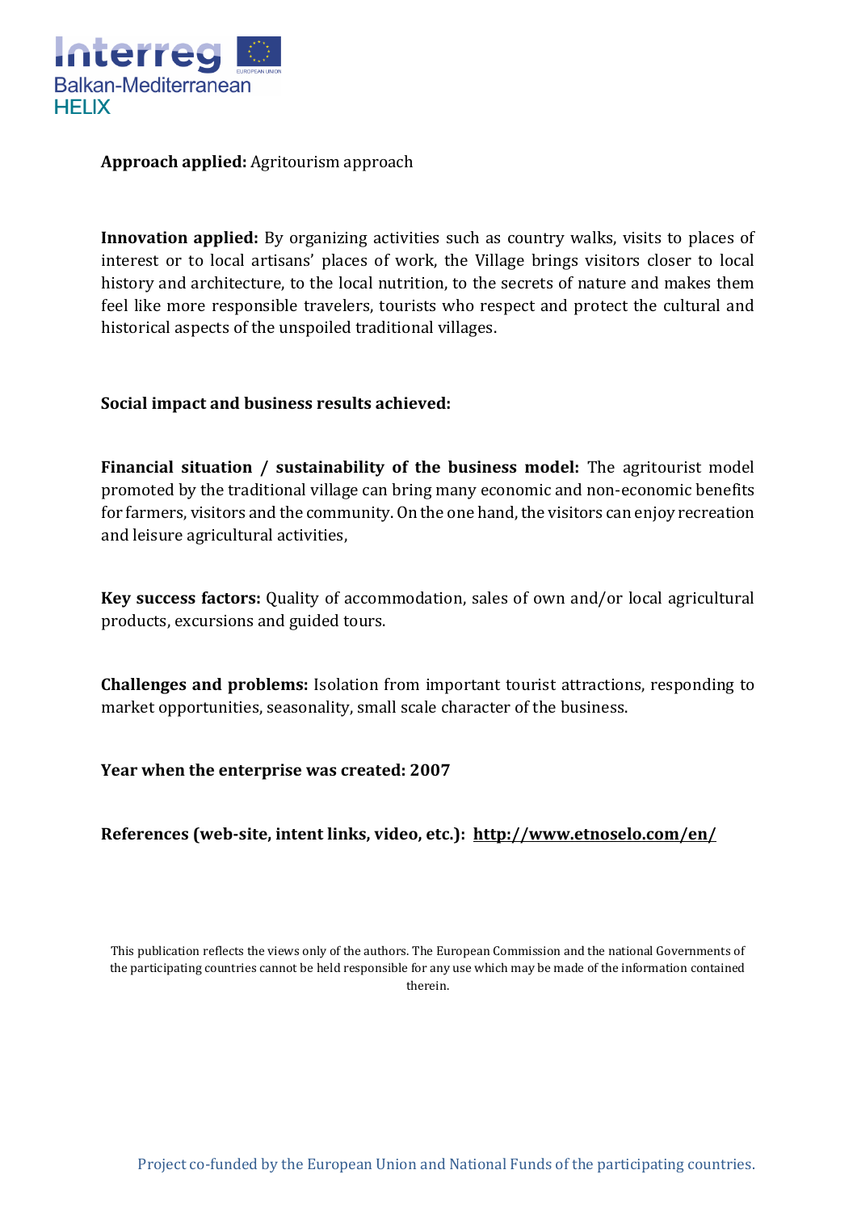**Approach applied:** Agritourism approach

**Innovation applied:** By organizing activities such as country walks, visits to places of interest or to local artisans' places of work, the Village brings visitors closer to local history and architecture, to the local nutrition, to the secrets of nature and makes them feel like more responsible travelers, tourists who respect and protect the cultural and historical aspects of the unspoiled traditional villages.

**Social impact and business results achieved:**

**Financial situation / sustainability of the business model:** The agritourist model promoted by the traditional village can bring many economic and non-economic benefits for farmers, visitors and the community. On the one hand, the visitors can enjoy recreation and leisure agricultural activities,

**Key success factors:** Quality of accommodation, sales of own and/or local agricultural products, excursions and guided tours.

**Challenges and problems:** Isolation from important tourist attractions, responding to market opportunities, seasonality, small scale character of the business.

**Year when the enterprise was created: 2007**

**References (web-site, intent links, video, etc.):** **http://www.etnoselo.com/en/**

This publication reflects the views only of the authors. The European Commission and the national Governments of the participating countries cannot be held responsible for any use which may be made of the information contained therein.